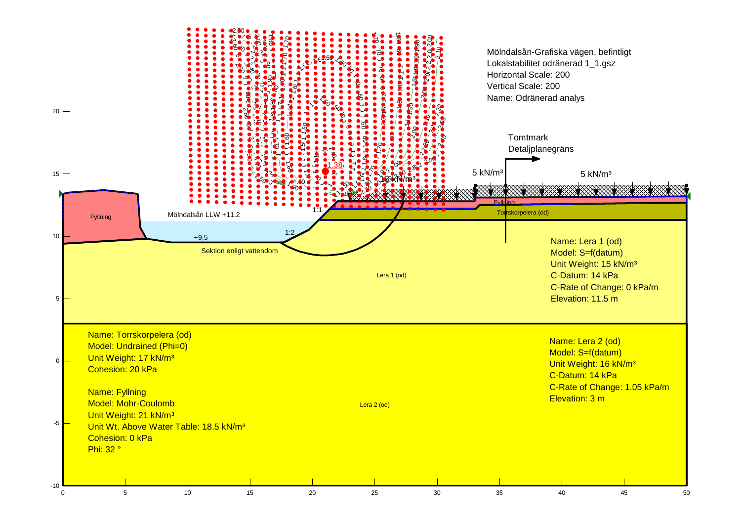Mölndalsån-Grafiska vägen, befintligt
Lokalstabilitet odränerad 1_1.gsz
Horizontal Scale: 200
Vertical Scale: 200
Name: Odränerad analys

Tomtmark
Detaljplanegräns

5 kN/m³

5 kN/m³

18 kN/m³

1.38

Fyllning

Mölndalsån LLW +11.2

1:1

1:2

+9,5

Sektion enligt vattendom

Fyllning

Torrskorpelera (od)

Lera 1 (od)

Lera 2 (od)

Name: Lera 1 (od)
Model: S=f(datum)
Unit Weight: 15 kN/m³
C-Datum: 14 kPa
C-Rate of Change: 0 kPa/m
Elevation: 11.5 m

Name: Torrskorpelera (od)
Model: Undrained (Phi=0)
Unit Weight: 17 kN/m³
Cohesion: 20 kPa

Name: Fyllning
Model: Mohr-Coulomb
Unit Weight: 21 kN/m³
Unit Wt. Above Water Table: 18.5 kN/m³
Cohesion: 0 kPa
Phi: 32 °

Name: Lera 2 (od)
Model: S=f(datum)
Unit Weight: 16 kN/m³
C-Datum: 14 kPa
C-Rate of Change: 1.05 kPa/m
Elevation: 3 m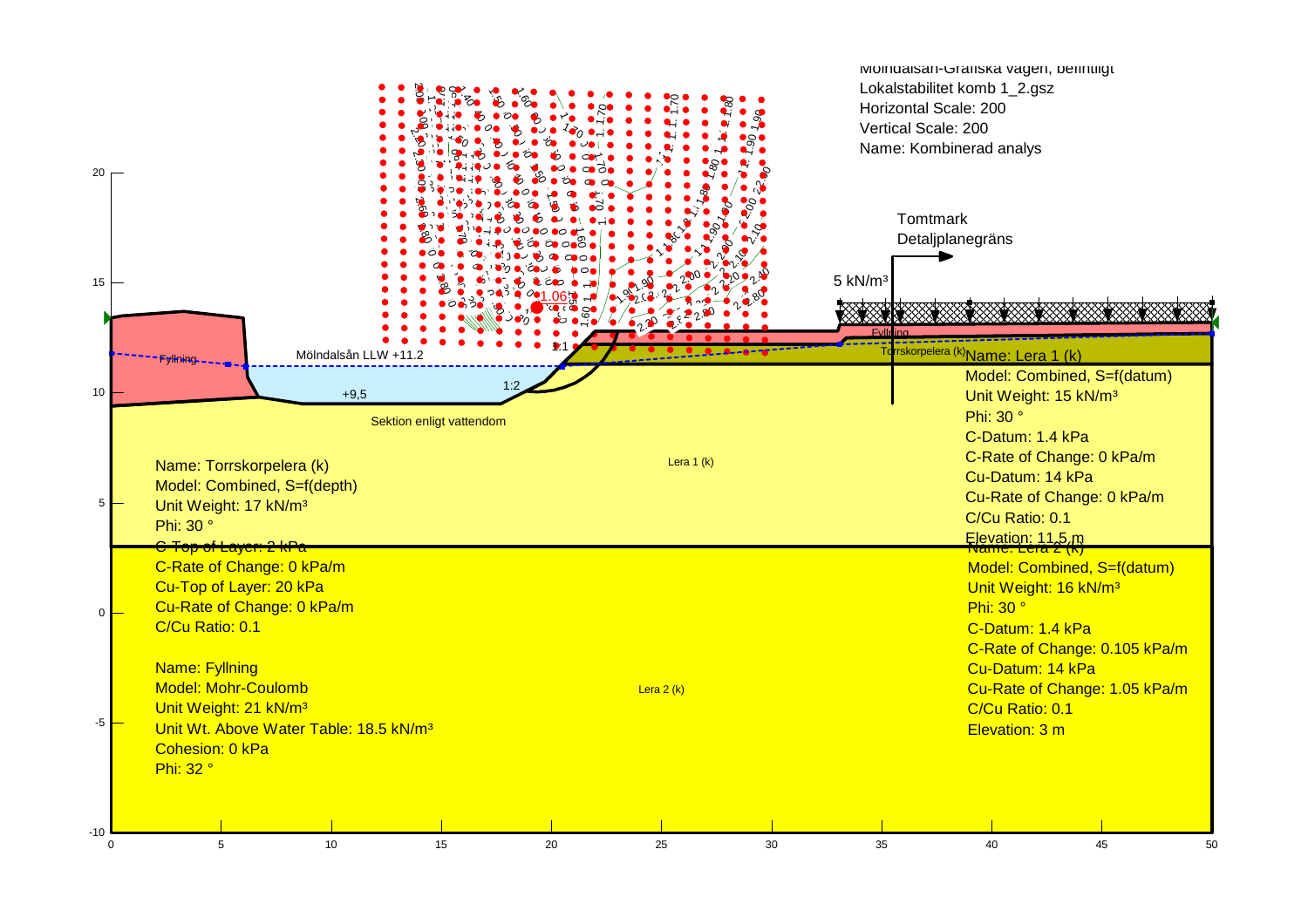Mölndalsån-Grafiska vägen, befintligt
Lokalstabilitet komb 1_2.gsz
Horizontal Scale: 200
Vertical Scale: 200
Name: Kombinerad analys

Tomtmark
Detaljplanegräns

5 kN/m³

1.06

Mölndalsån LLW +11.2

Fyllning

+9,5

1:2

1:1

Sektion enligt vattendom

Fyllning

Torrskorpelera (k)

Lera 1 (k)

Lera 2 (k)

Name: Torrskorpelera (k)
Model: Combined, S=f(depth)
Unit Weight: 17 kN/m³
Phi: 30 °
C-Top of Layer: 2 kPa
C-Rate of Change: 0 kPa/m
Cu-Top of Layer: 20 kPa
Cu-Rate of Change: 0 kPa/m
C/Cu Ratio: 0.1

Name: Fyllning
Model: Mohr-Coulomb
Unit Weight: 21 kN/m³
Unit Wt. Above Water Table: 18.5 kN/m³
Cohesion: 0 kPa
Phi: 32 °

Name: Lera 1 (k)
Model: Combined, S=f(datum)
Unit Weight: 15 kN/m³
Phi: 30 °
C-Datum: 1.4 kPa
C-Rate of Change: 0 kPa/m
Cu-Datum: 14 kPa
Cu-Rate of Change: 0 kPa/m
C/Cu Ratio: 0.1
Elevation: 11,5 m

Name: Lera 2 (k)
Model: Combined, S=f(datum)
Unit Weight: 16 kN/m³
Phi: 30 °
C-Datum: 1.4 kPa
C-Rate of Change: 0.105 kPa/m
Cu-Datum: 14 kPa
Cu-Rate of Change: 1.05 kPa/m
C/Cu Ratio: 0.1
Elevation: 3 m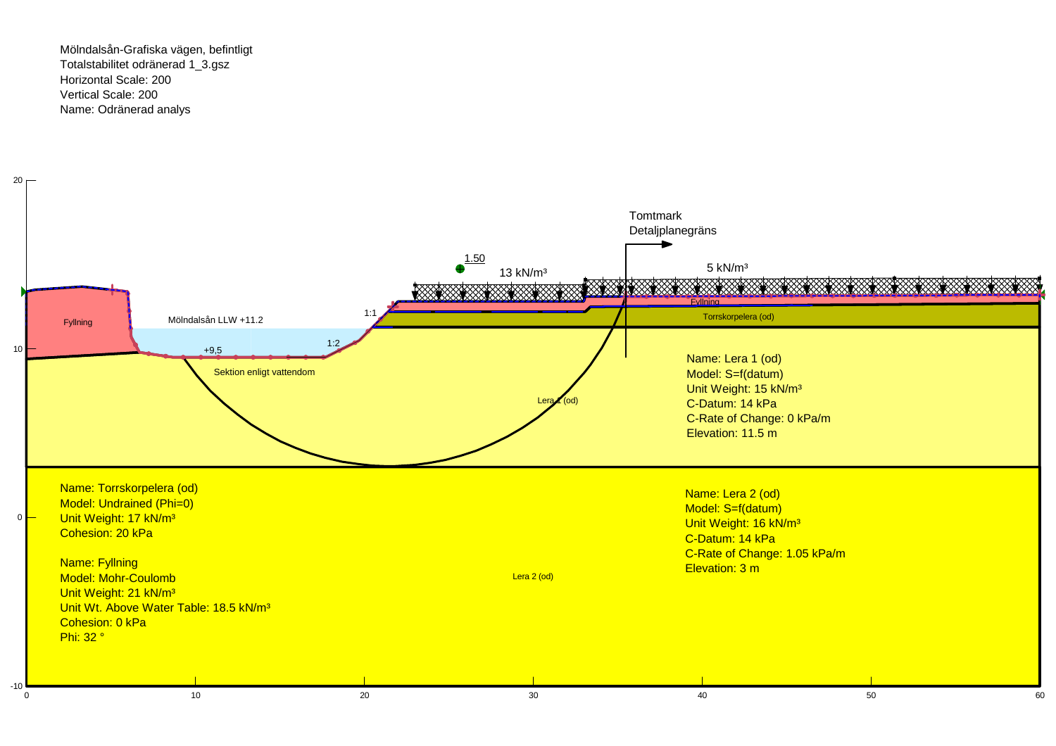Mölndalsån-Grafiska vägen, befintligt
Totalstabilitet odränerad 1_3.gsz
Horizontal Scale: 200
Vertical Scale: 200
Name: Odränerad analys

Tomtmark
Detaljplanegräns

1.50

13 kN/m³

5 kN/m³

Fyllning

Mölndalsån LLW +11.2

1:1

1:2

+9,5

Sektion enligt vattendom

Fyllning

Torrskorpelera (od)

Lera 1 (od)

Name: Lera 1 (od)
Model: S=f(datum)
Unit Weight: 15 kN/m³
C-Datum: 14 kPa
C-Rate of Change: 0 kPa/m
Elevation: 11.5 m

Name: Torrskorpelera (od)
Model: Undrained (Phi=0)
Unit Weight: 17 kN/m³
Cohesion: 20 kPa

Name: Fyllning
Model: Mohr-Coulomb
Unit Weight: 21 kN/m³
Unit Wt. Above Water Table: 18.5 kN/m³
Cohesion: 0 kPa
Phi: 32 °

Lera 2 (od)

Name: Lera 2 (od)
Model: S=f(datum)
Unit Weight: 16 kN/m³
C-Datum: 14 kPa
C-Rate of Change: 1.05 kPa/m
Elevation: 3 m

20
10
0
-10

0 10 20 30 40 50 60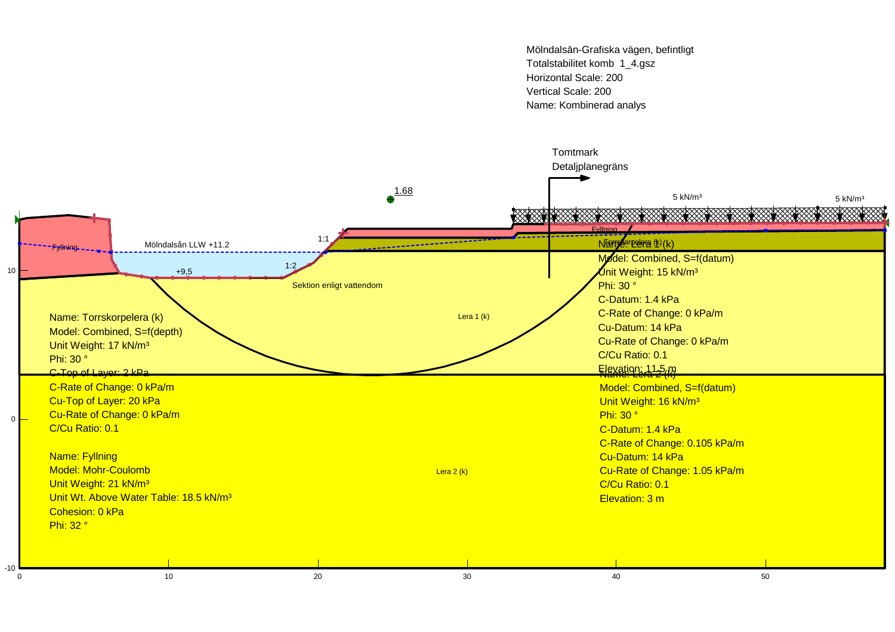Mölndalsån-Grafiska vägen, befintligt
Totalstabilitet komb 1_4.gsz
Horizontal Scale: 200
Vertical Scale: 200
Name: Kombinerad analys

Tomtmark
Detaljplanegräns

1.68

5 kN/m³

5 kN/m³

Mölndalsån LLW +11.2

1:1

1:2

+9,5

Sektion enligt vattendom

Fyllning

Fyllning

Torrskorpelera (k)

Lera 1 (k)

Lera 2 (k)

Name: Torrskorpelera (k)
Model: Combined, S=f(depth)
Unit Weight: 17 kN/m³
Phi: 30 °
C-Top of Layer: 2 kPa
C-Rate of Change: 0 kPa/m
Cu-Top of Layer: 20 kPa
Cu-Rate of Change: 0 kPa/m
C/Cu Ratio: 0.1

Name: Fyllning
Model: Mohr-Coulomb
Unit Weight: 21 kN/m³
Unit Wt. Above Water Table: 18.5 kN/m³
Cohesion: 0 kPa
Phi: 32 °

Name: Lera 1 (k)
Model: Combined, S=f(datum)
Unit Weight: 15 kN/m³
Phi: 30 °
C-Datum: 1.4 kPa
C-Rate of Change: 0 kPa/m
Cu-Datum: 14 kPa
Cu-Rate of Change: 0 kPa/m
C/Cu Ratio: 0.1
Elevation: 11.5 m

Name: Lera 2 (k)
Model: Combined, S=f(datum)
Unit Weight: 16 kN/m³
Phi: 30 °
C-Datum: 1.4 kPa
C-Rate of Change: 0.105 kPa/m
Cu-Datum: 14 kPa
Cu-Rate of Change: 1.05 kPa/m
C/Cu Ratio: 0.1
Elevation: 3 m

10
0
-10

0 10 20 30 40 50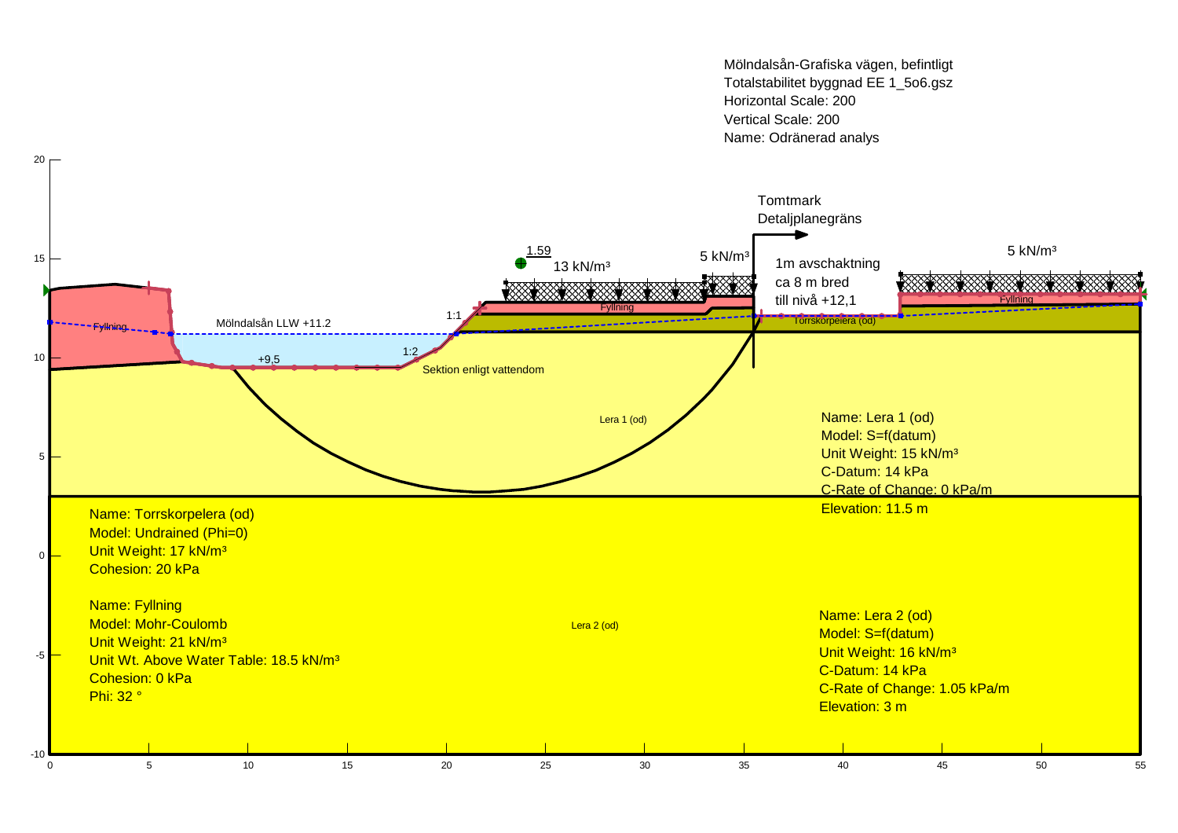Mölndalsån-Grafiska vägen, befintligt
Totalstabilitet byggnad EE 1_5o6.gsz
Horizontal Scale: 200
Vertical Scale: 200
Name: Odränerad analys

Tomtmark
Detaljplanegräns

1.59

13 kN/m³

5 kN/m³

1m avschaktning
ca 8 m bred
till nivå +12,1

5 kN/m³

Fyllning

Mölndalsån LLW +11.2

1:1

Fyllning

Torrskorpelera (od)

Fyllning

1:2

+9,5

Sektion enligt vattendom

Lera 1 (od)

Name: Lera 1 (od)
Model: S=f(datum)
Unit Weight: 15 kN/m³
C-Datum: 14 kPa
C-Rate of Change: 0 kPa/m
Elevation: 11.5 m

Name: Torrskorpelera (od)
Model: Undrained (Phi=0)
Unit Weight: 17 kN/m³
Cohesion: 20 kPa

Name: Fyllning
Model: Mohr-Coulomb
Unit Weight: 21 kN/m³
Unit Wt. Above Water Table: 18.5 kN/m³
Cohesion: 0 kPa
Phi: 32 °

Lera 2 (od)

Name: Lera 2 (od)
Model: S=f(datum)
Unit Weight: 16 kN/m³
C-Datum: 14 kPa
C-Rate of Change: 1.05 kPa/m
Elevation: 3 m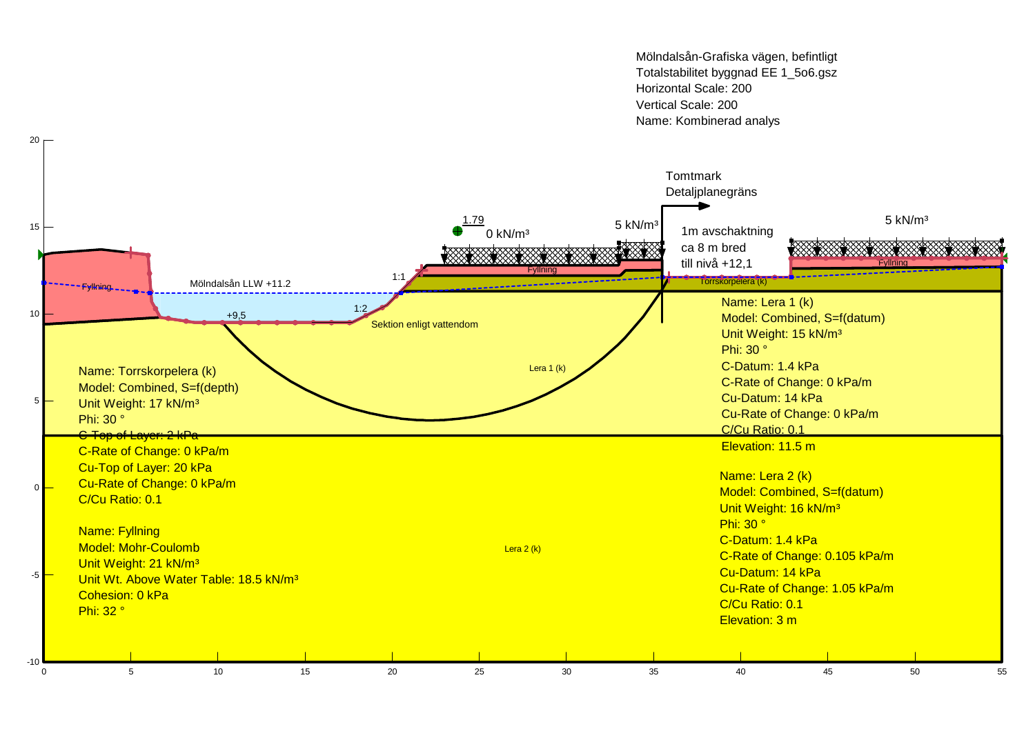Mölndalsån-Grafiska vägen, befintligt
Totalstabilitet byggnad EE 1_5o6.gsz
Horizontal Scale: 200
Vertical Scale: 200
Name: Kombinerad analys

Tomtmark
Detaljplanegräns

1.79
0 kN/m³
5 kN/m³
5 kN/m³

1m avschaktning
ca 8 m bred
till nivå +12,1

Fyllning
Mölndalsån LLW +11.2
1:1
1:2
+9,5
Sektion enligt vattendom
Fyllning
Torrskorpelera (k)
Fyllning
Lera 1 (k)
Lera 2 (k)

Name: Torrskorpelera (k)
Model: Combined, S=f(depth)
Unit Weight: 17 kN/m³
Phi: 30 °
C-Top of Layer: 2 kPa
C-Rate of Change: 0 kPa/m
Cu-Top of Layer: 20 kPa
Cu-Rate of Change: 0 kPa/m
C/Cu Ratio: 0.1

Name: Fyllning
Model: Mohr-Coulomb
Unit Weight: 21 kN/m³
Unit Wt. Above Water Table: 18.5 kN/m³
Cohesion: 0 kPa
Phi: 32 °

Name: Lera 1 (k)
Model: Combined, S=f(datum)
Unit Weight: 15 kN/m³
Phi: 30 °
C-Datum: 1.4 kPa
C-Rate of Change: 0 kPa/m
Cu-Datum: 14 kPa
Cu-Rate of Change: 0 kPa/m
C/Cu Ratio: 0.1
Elevation: 11.5 m

Name: Lera 2 (k)
Model: Combined, S=f(datum)
Unit Weight: 16 kN/m³
Phi: 30 °
C-Datum: 1.4 kPa
C-Rate of Change: 0.105 kPa/m
Cu-Datum: 14 kPa
Cu-Rate of Change: 1.05 kPa/m
C/Cu Ratio: 0.1
Elevation: 3 m

20
15
10
5
0
-5
-10

0 5 10 15 20 25 30 35 40 45 50 55